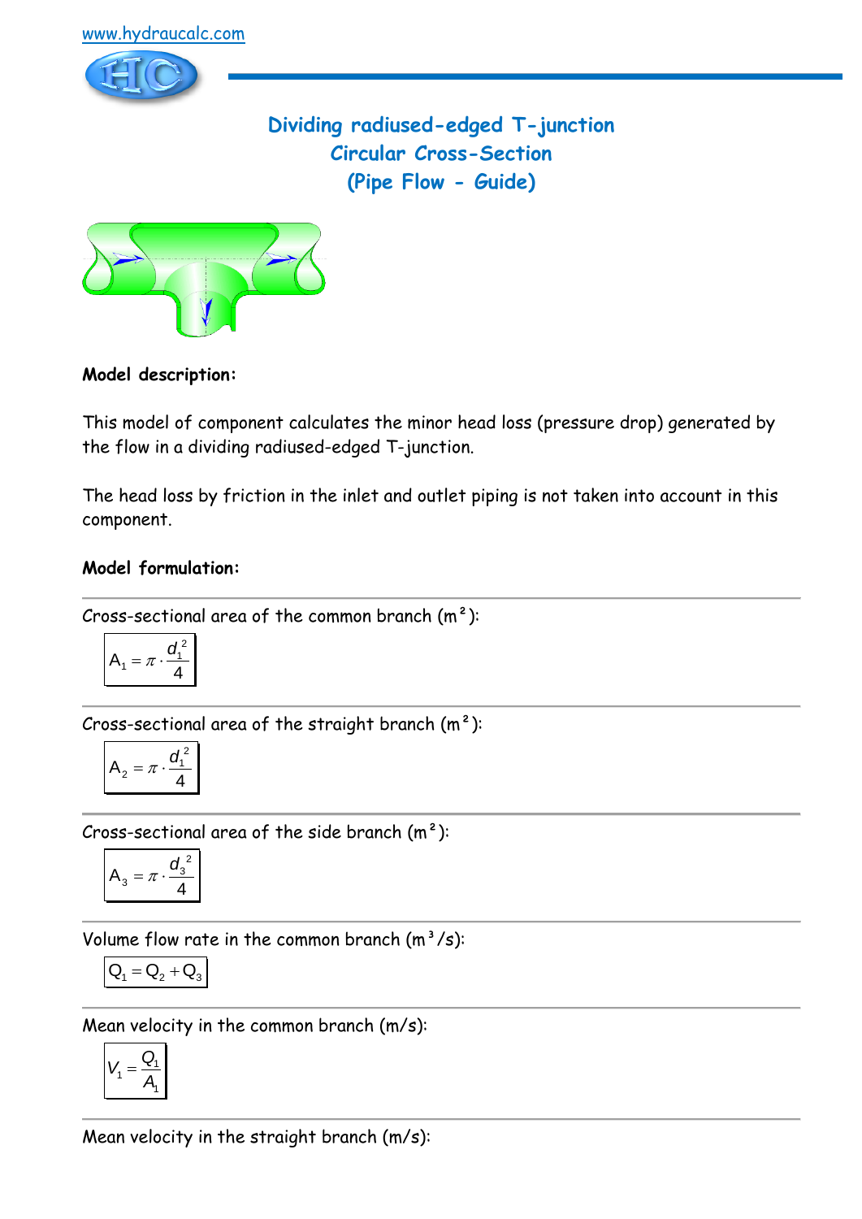www.hydraucalc.com

# Dividing radiused-edged T-junction
## Circular Cross-Section
## (Pipe Flow - Guide)

**Model description:**

This model of component calculates the minor head loss (pressure drop) generated by the flow in a dividing radiused-edged T-junction.

The head loss by friction in the inlet and outlet piping is not taken into account in this component.

**Model formulation:**

Cross-sectional area of the common branch (m²):

$$A_1 = \pi \cdot \frac{d_1^2}{4}$$

Cross-sectional area of the straight branch (m²):

$$A_2 = \pi \cdot \frac{d_1^2}{4}$$

Cross-sectional area of the side branch (m²):

$$A_3 = \pi \cdot \frac{d_3^2}{4}$$

Volume flow rate in the common branch (m³/s):

$$Q_1 = Q_2 + Q_3$$

Mean velocity in the common branch (m/s):

$$V_1 = \frac{Q_1}{A_1}$$

Mean velocity in the straight branch (m/s):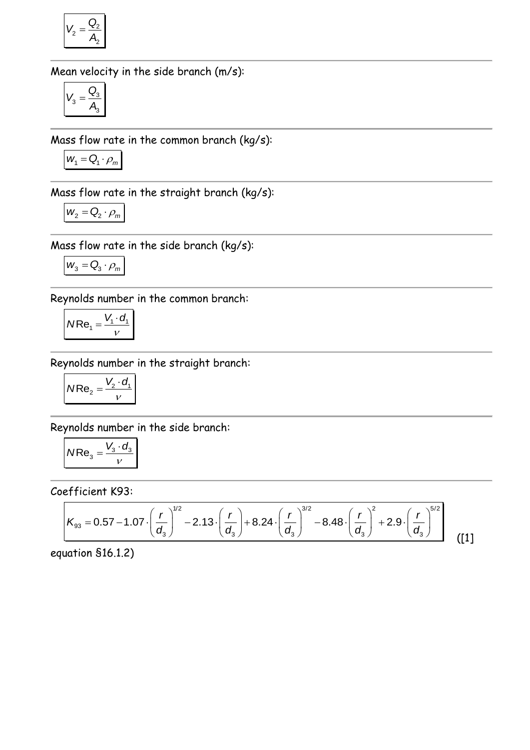$$V_2 = \frac{Q_2}{A_2}$$

Mean velocity in the side branch (m/s):

$$V_3 = \frac{Q_3}{A_3}$$

Mass flow rate in the common branch (kg/s):

$$w_1 = Q_1 \cdot \rho_m$$

Mass flow rate in the straight branch (kg/s):

$$w_2 = Q_2 \cdot \rho_m$$

Mass flow rate in the side branch (kg/s):

$$w_3 = Q_3 \cdot \rho_m$$

Reynolds number in the common branch:

$$N\mathrm{Re}_1 = \frac{V_1 \cdot d_1}{\nu}$$

Reynolds number in the straight branch:

$$N\mathrm{Re}_2 = \frac{V_2 \cdot d_1}{\nu}$$

Reynolds number in the side branch:

$$N\mathrm{Re}_3 = \frac{V_3 \cdot d_3}{\nu}$$

Coefficient K93:

$$K_{93} = 0.57 - 1.07 \cdot \left(\frac{r}{d_3}\right)^{1/2} - 2.13 \cdot \left(\frac{r}{d_3}\right) + 8.24 \cdot \left(\frac{r}{d_3}\right)^{3/2} - 8.48 \cdot \left(\frac{r}{d_3}\right)^{2} + 2.9 \cdot \left(\frac{r}{d_3}\right)^{5/2}$$

([1] equation §16.1.2)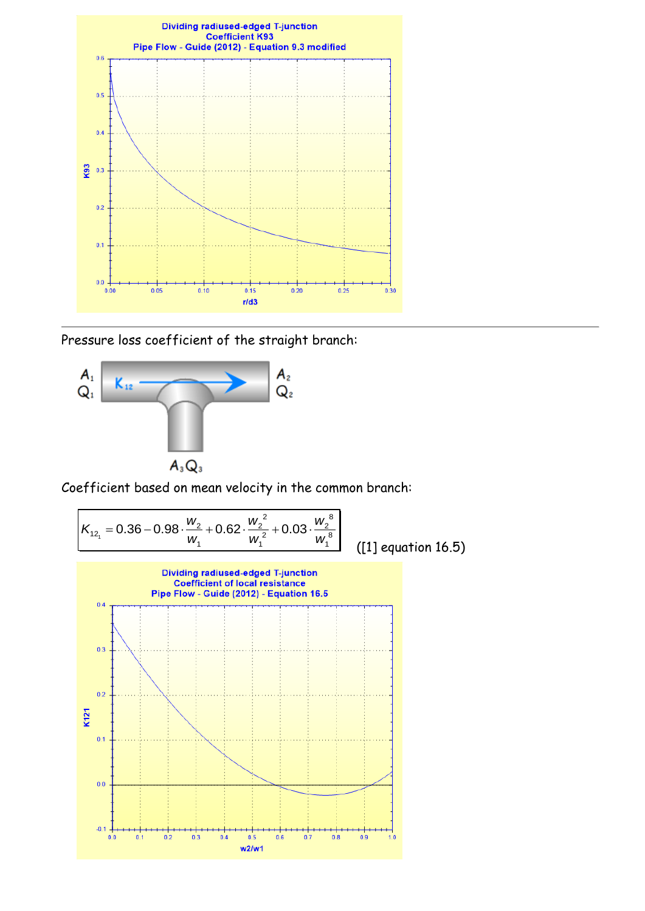Dividing radiused-edged T-junction
Coefficient K93
Pipe Flow - Guide (2012) - Equation 9.3 modified

---

Pressure loss coefficient of the straight branch:

$A_1$ $Q_1$ — $K_{12}$ — $A_2$ $Q_2$

$A_3 Q_3$

Coefficient based on mean velocity in the common branch:

$$K_{12_1} = 0.36 - 0.98 \cdot \frac{w_2}{w_1} + 0.62 \cdot \frac{w_2^{\ 2}}{w_1^{\ 2}} + 0.03 \cdot \frac{w_2^{\ 8}}{w_1^{\ 8}}$$

([1] equation 16.5)

Dividing radiused-edged T-junction
Coefficient of local resistance
Pipe Flow - Guide (2012) - Equation 16.5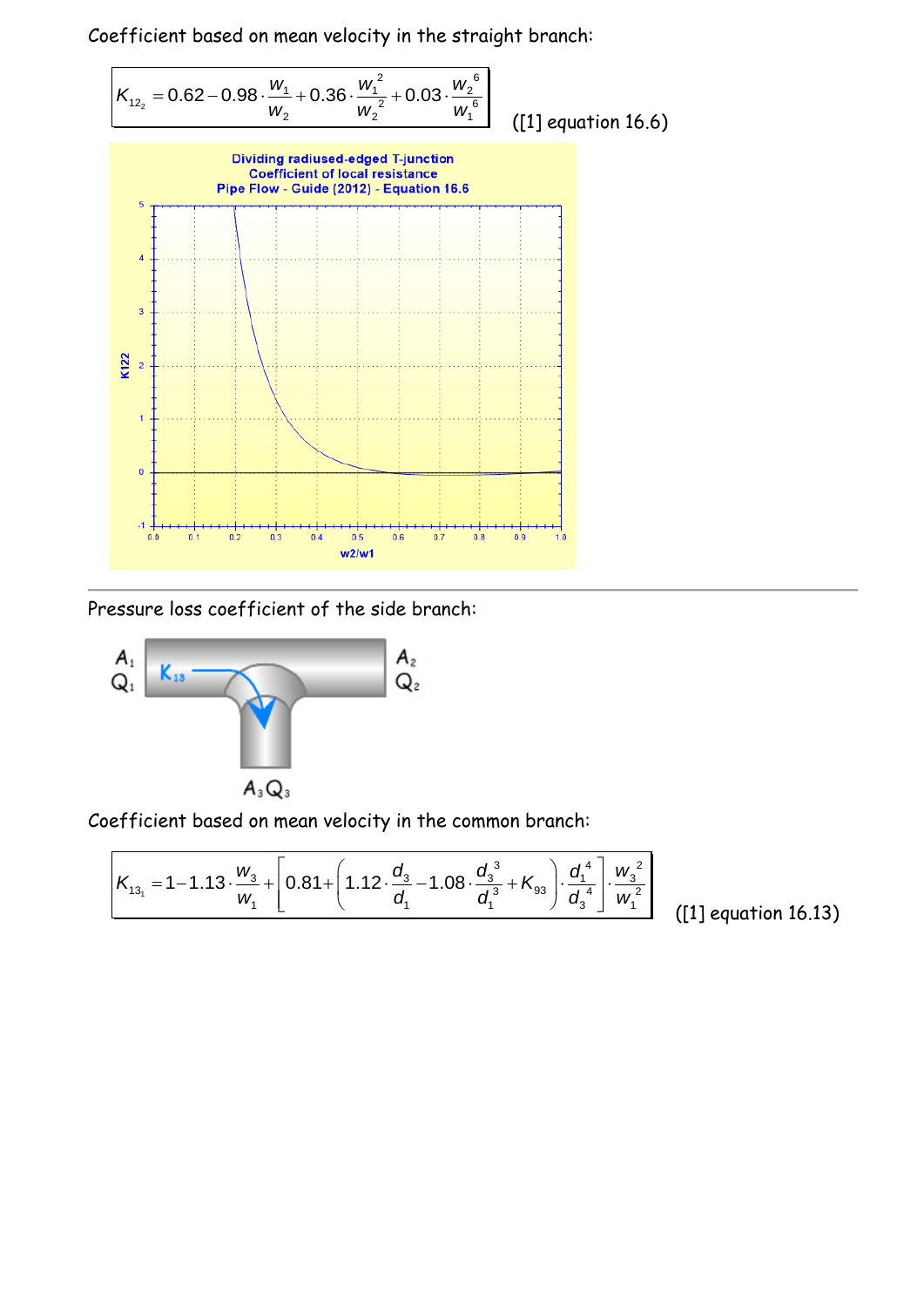Coefficient based on mean velocity in the straight branch:

$$K_{12_2} = 0.62 - 0.98 \cdot \frac{w_1}{w_2} + 0.36 \cdot \frac{w_1^2}{w_2^2} + 0.03 \cdot \frac{w_2^6}{w_1^6}$$

([1] equation 16.6)

Dividing radiused-edged T-junction
Coefficient of local resistance
Pipe Flow - Guide (2012) - Equation 16.6

Pressure loss coefficient of the side branch:

Coefficient based on mean velocity in the common branch:

$$K_{13_1} = 1 - 1.13 \cdot \frac{w_3}{w_1} + \left[ 0.81 + \left( 1.12 \cdot \frac{d_3}{d_1} - 1.08 \cdot \frac{d_3^3}{d_1^3} + K_{93} \right) \cdot \frac{d_1^4}{d_3^4} \right] \cdot \frac{w_3^2}{w_1^2}$$

([1] equation 16.13)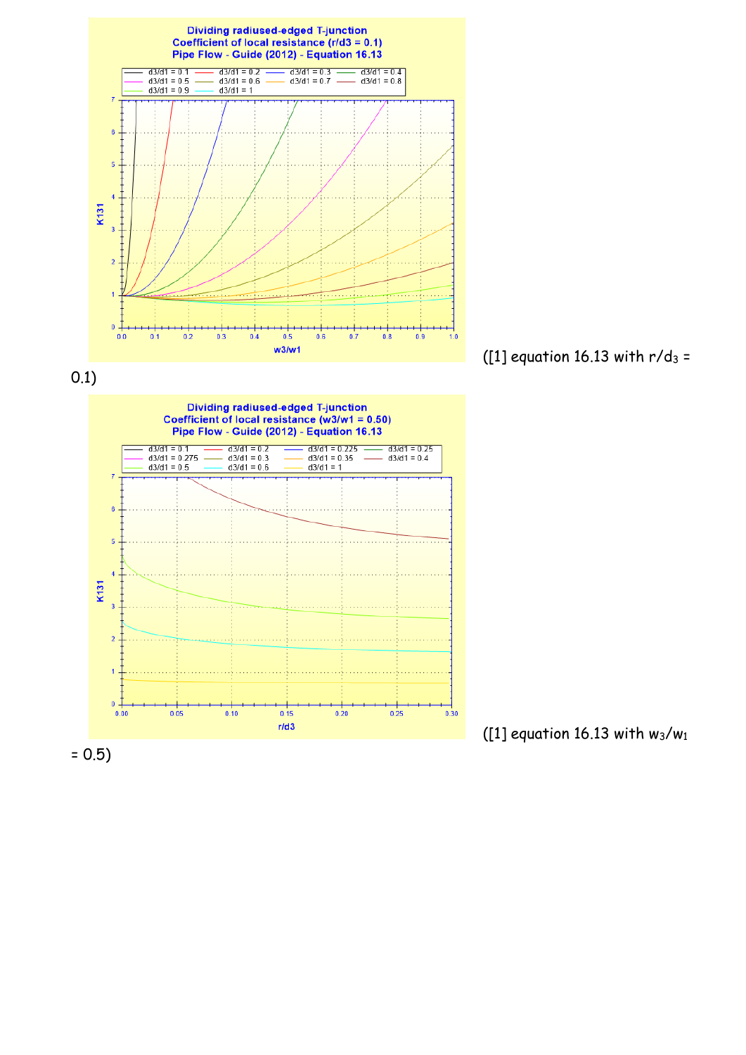([1] equation 16.13 with $r/d_3$ = 0.1)

([1] equation 16.13 with $w_3/w_1$ = 0.5)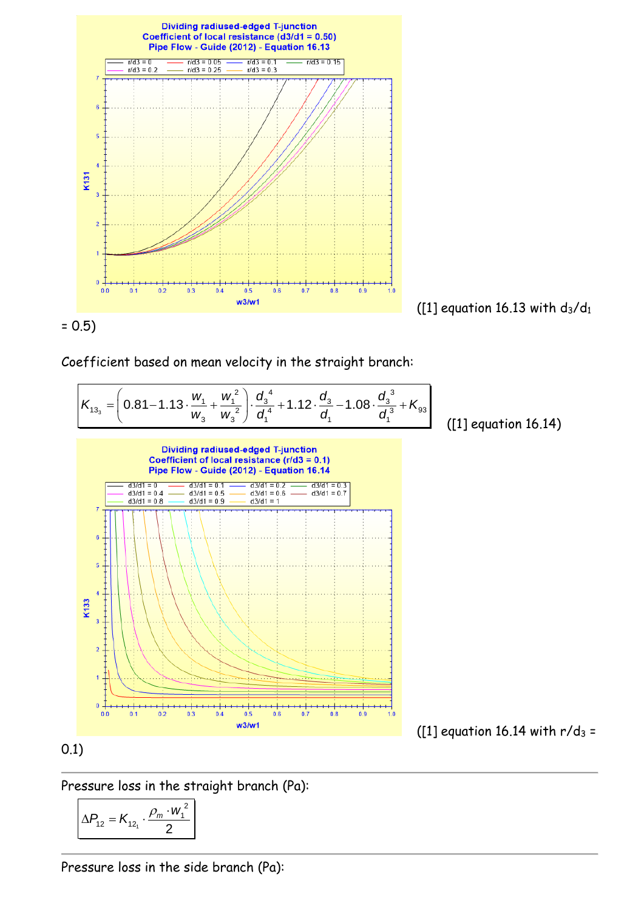([1] equation 16.13 with $d_3/d_1$ = 0.5)

Coefficient based on mean velocity in the straight branch:

$$K_{13_3} = \left(0.81 - 1.13 \cdot \frac{w_1}{w_3} + \frac{w_1^2}{w_3^2}\right) \cdot \frac{d_3^4}{d_1^4} + 1.12 \cdot \frac{d_3}{d_1} - 1.08 \cdot \frac{d_3^3}{d_1^3} + K_{93}$$

([1] equation 16.14)

([1] equation 16.14 with $r/d_3$ = 0.1)

Pressure loss in the straight branch (Pa):

$$\Delta P_{12} = K_{12_1} \cdot \frac{\rho_m \cdot w_1^2}{2}$$

Pressure loss in the side branch (Pa):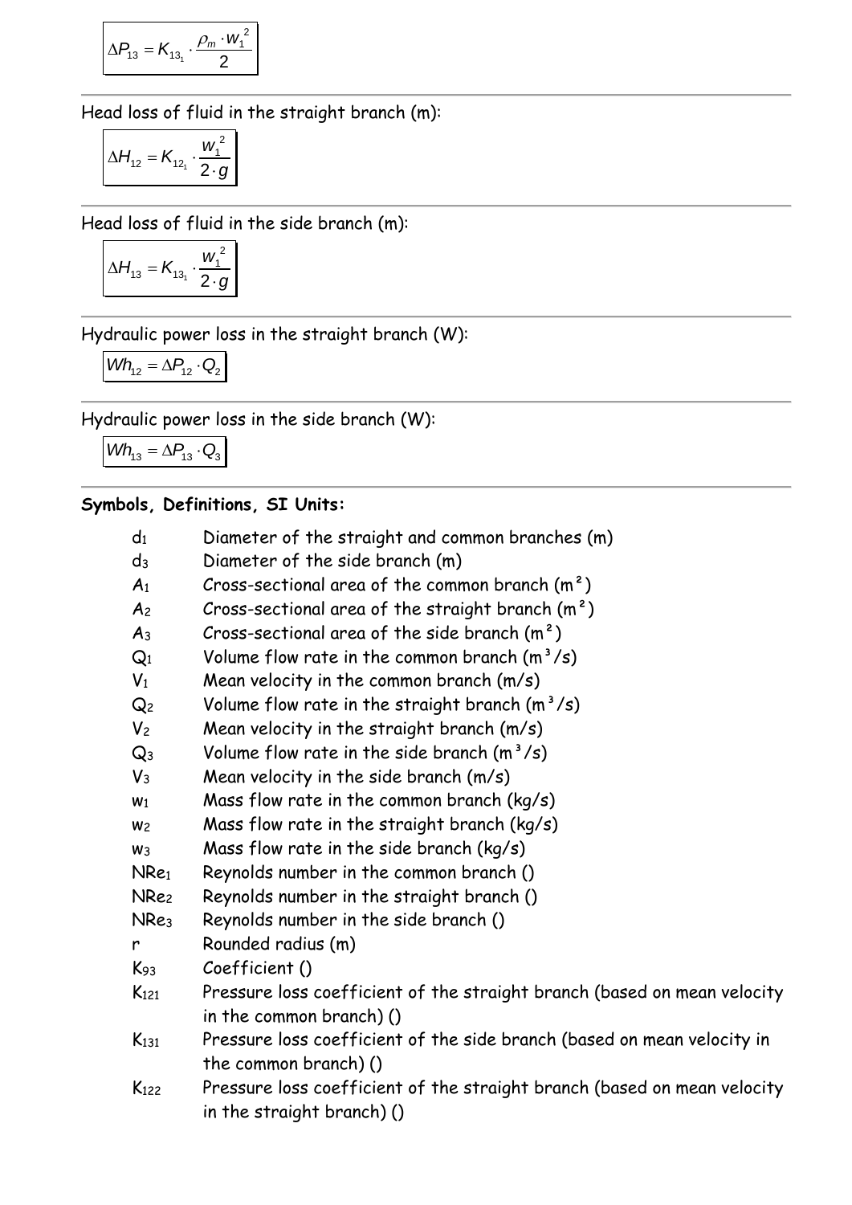$$\Delta P_{13} = K_{13_1} \cdot \frac{\rho_m \cdot w_1^2}{2}$$

Head loss of fluid in the straight branch (m):

$$\Delta H_{12} = K_{12_1} \cdot \frac{w_1^2}{2 \cdot g}$$

Head loss of fluid in the side branch (m):

$$\Delta H_{13} = K_{13_1} \cdot \frac{w_1^2}{2 \cdot g}$$

Hydraulic power loss in the straight branch (W):

$$Wh_{12} = \Delta P_{12} \cdot Q_2$$

Hydraulic power loss in the side branch (W):

$$Wh_{13} = \Delta P_{13} \cdot Q_3$$

**Symbols, Definitions, SI Units:**

| | |
|---|---|
| $d_1$ | Diameter of the straight and common branches (m) |
| $d_3$ | Diameter of the side branch (m) |
| $A_1$ | Cross-sectional area of the common branch (m²) |
| $A_2$ | Cross-sectional area of the straight branch (m²) |
| $A_3$ | Cross-sectional area of the side branch (m²) |
| $Q_1$ | Volume flow rate in the common branch (m³/s) |
| $V_1$ | Mean velocity in the common branch (m/s) |
| $Q_2$ | Volume flow rate in the straight branch (m³/s) |
| $V_2$ | Mean velocity in the straight branch (m/s) |
| $Q_3$ | Volume flow rate in the side branch (m³/s) |
| $V_3$ | Mean velocity in the side branch (m/s) |
| $w_1$ | Mass flow rate in the common branch (kg/s) |
| $w_2$ | Mass flow rate in the straight branch (kg/s) |
| $w_3$ | Mass flow rate in the side branch (kg/s) |
| $NRe_1$ | Reynolds number in the common branch () |
| $NRe_2$ | Reynolds number in the straight branch () |
| $NRe_3$ | Reynolds number in the side branch () |
| r | Rounded radius (m) |
| $K_{93}$ | Coefficient () |
| $K_{121}$ | Pressure loss coefficient of the straight branch (based on mean velocity in the common branch) () |
| $K_{131}$ | Pressure loss coefficient of the side branch (based on mean velocity in the common branch) () |
| $K_{122}$ | Pressure loss coefficient of the straight branch (based on mean velocity in the straight branch) () |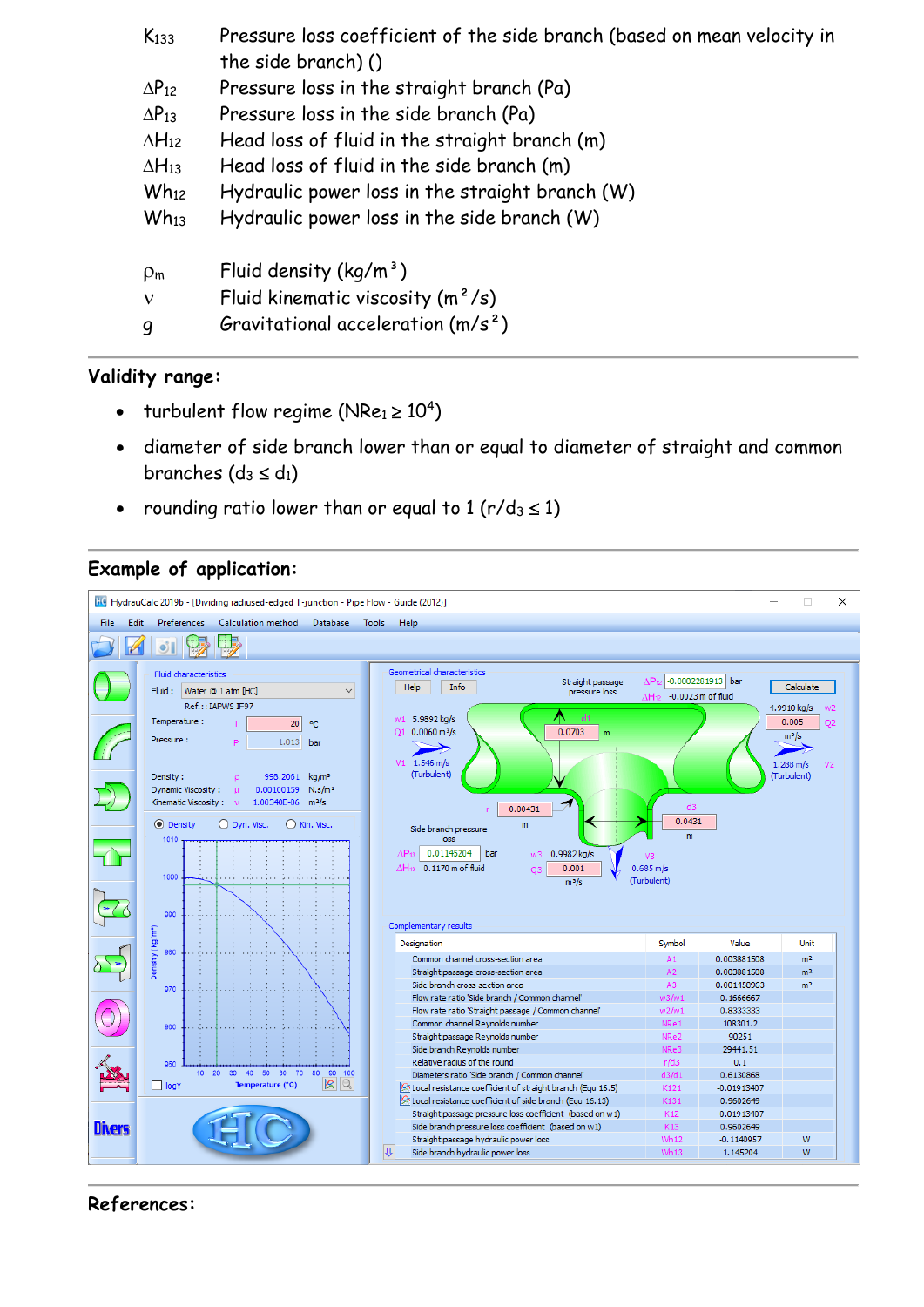| | |
|---|---|
| $K_{133}$ | Pressure loss coefficient of the side branch (based on mean velocity in the side branch) () |
| $\Delta P_{12}$ | Pressure loss in the straight branch (Pa) |
| $\Delta P_{13}$ | Pressure loss in the side branch (Pa) |
| $\Delta H_{12}$ | Head loss of fluid in the straight branch (m) |
| $\Delta H_{13}$ | Head loss of fluid in the side branch (m) |
| $Wh_{12}$ | Hydraulic power loss in the straight branch (W) |
| $Wh_{13}$ | Hydraulic power loss in the side branch (W) |
| $\rho_m$ | Fluid density ($kg/m^3$) |
| $\nu$ | Fluid kinematic viscosity ($m^2/s$) |
| $g$ | Gravitational acceleration ($m/s^2$) |

## Validity range:

- turbulent flow regime ($NRe_1 \geq 10^4$)
- diameter of side branch lower than or equal to diameter of straight and common branches ($d_3 \leq d_1$)
- rounding ratio lower than or equal to 1 ($r/d_3 \leq 1$)

## Example of application:

| Designation | Symbol | Value | Unit |
|---|---|---|---|
| Common channel cross-section area | A1 | 0.003881508 | m² |
| Straight passage cross-section area | A2 | 0.003881508 | m² |
| Side branch cross-section area | A3 | 0.001458963 | m² |
| Flow rate ratio 'Side branch / Common channel' | w3/w1 | 0.1666667 | |
| Flow rate ratio 'Straight passage / Common channel' | w2/w1 | 0.8333333 | |
| Common channel Reynolds number | NRe1 | 108301.2 | |
| Straight passage Reynolds number | NRe2 | 90251 | |
| Side branch Reynolds number | NRe3 | 29441.51 | |
| Relative radius of the round | r/d3 | 0.1 | |
| Diameters ratio 'Side branch / Common channel' | d3/d1 | 0.6130868 | |
| Local resistance coefficient of straight branch (Equ 16.5) | K121 | -0.01913407 | |
| Local resistance coefficient of side branch (Equ 16.13) | K131 | 0.9602649 | |
| Straight passage pressure loss coefficient (based on w1) | K12 | -0.01913407 | |
| Side branch pressure loss coefficient (based on w1) | K13 | 0.9602649 | |
| Straight passage hydraulic power loss | Wh12 | -0.1140957 | W |
| Side branch hydraulic power loss | Wh13 | 1.145204 | W |

## References: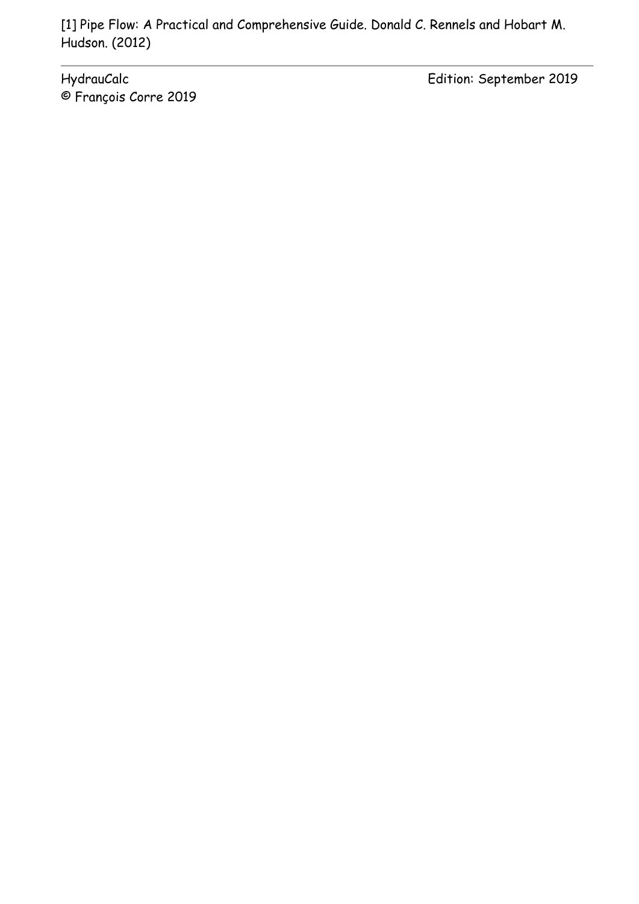[1] Pipe Flow: A Practical and Comprehensive Guide. Donald C. Rennels and Hobart M. Hudson. (2012)

---

HydrauCalc  
© François Corre 2019

Edition: September 2019